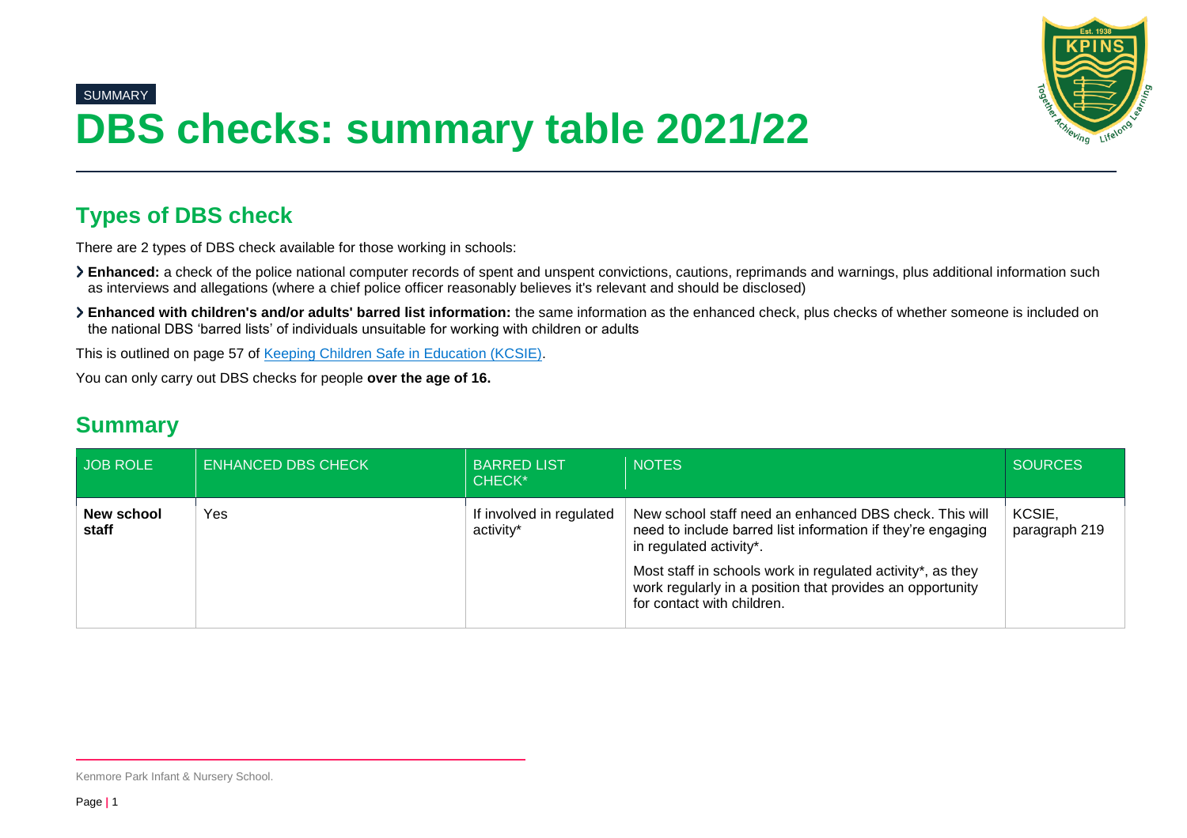SUMMARY

# DBS checks: summary table 2021/22

## Types of DBS check

There are 2 types of DBS check available for those working in schools:

- **Enhanced:** a check of the police national computer records of spent and unspent convictions, cautions, reprimands and warnings, plus additional information such as interviews and allegations (where a chief police officer reasonably believes it's relevant and should be disclosed)
- **Enhanced with children's and/or adults' barred list information:** the same information as the enhanced check, plus checks of whether someone is included on the national DBS 'barred lists' of individuals unsuitable for working with children or adults

This is outlined on page 57 of [Keeping Children Safe in Education (KCSIE)](Keeping Children Safe in Education (KCSIE)).

You can only carry out DBS checks for people **over the age of 16.**

## Summary

| JOB ROLE | ENHANCED DBS CHECK | BARRED LIST CHECK* | NOTES | SOURCES |
|---|---|---|---|---|
| **New school staff** | Yes | If involved in regulated activity* | New school staff need an enhanced DBS check. This will need to include barred list information if they're engaging in regulated activity*.<br><br>Most staff in schools work in regulated activity*, as they work regularly in a position that provides an opportunity for contact with children. | KCSIE, paragraph 219 |

Kenmore Park Infant & Nursery School.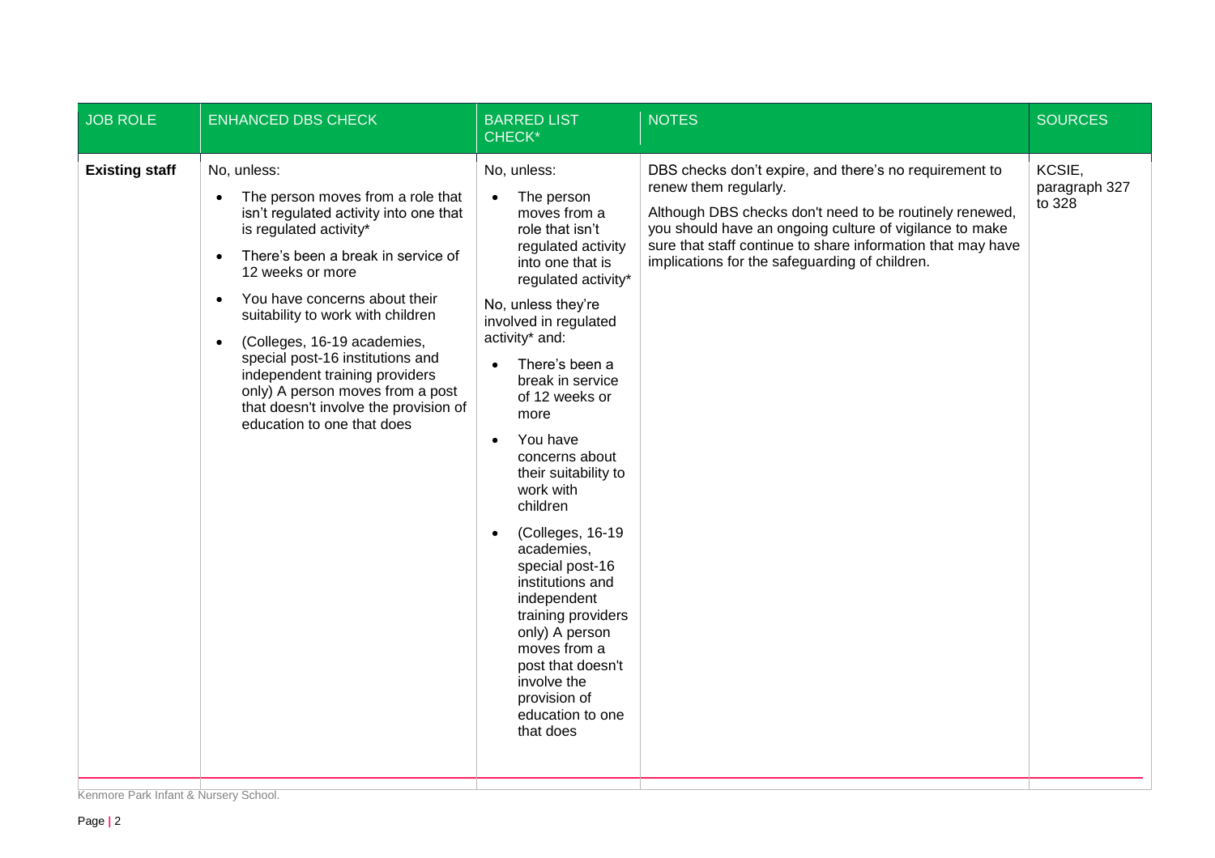| JOB ROLE | ENHANCED DBS CHECK | BARRED LIST CHECK* | NOTES | SOURCES |
|---|---|---|---|---|
| **Existing staff** | No, unless:<br>• The person moves from a role that isn't regulated activity into one that is regulated activity*<br>• There's been a break in service of 12 weeks or more<br>• You have concerns about their suitability to work with children<br>• (Colleges, 16-19 academies, special post-16 institutions and independent training providers only) A person moves from a post that doesn't involve the provision of education to one that does | No, unless:<br>• The person moves from a role that isn't regulated activity into one that is regulated activity*<br>No, unless they're involved in regulated activity* and:<br>• There's been a break in service of 12 weeks or more<br>• You have concerns about their suitability to work with children<br>• (Colleges, 16-19 academies, special post-16 institutions and independent training providers only) A person moves from a post that doesn't involve the provision of education to one that does | DBS checks don't expire, and there's no requirement to renew them regularly.<br>Although DBS checks don't need to be routinely renewed, you should have an ongoing culture of vigilance to make sure that staff continue to share information that may have implications for the safeguarding of children. | KCSIE, paragraph 327 to 328 |

Kenmore Park Infant & Nursery School.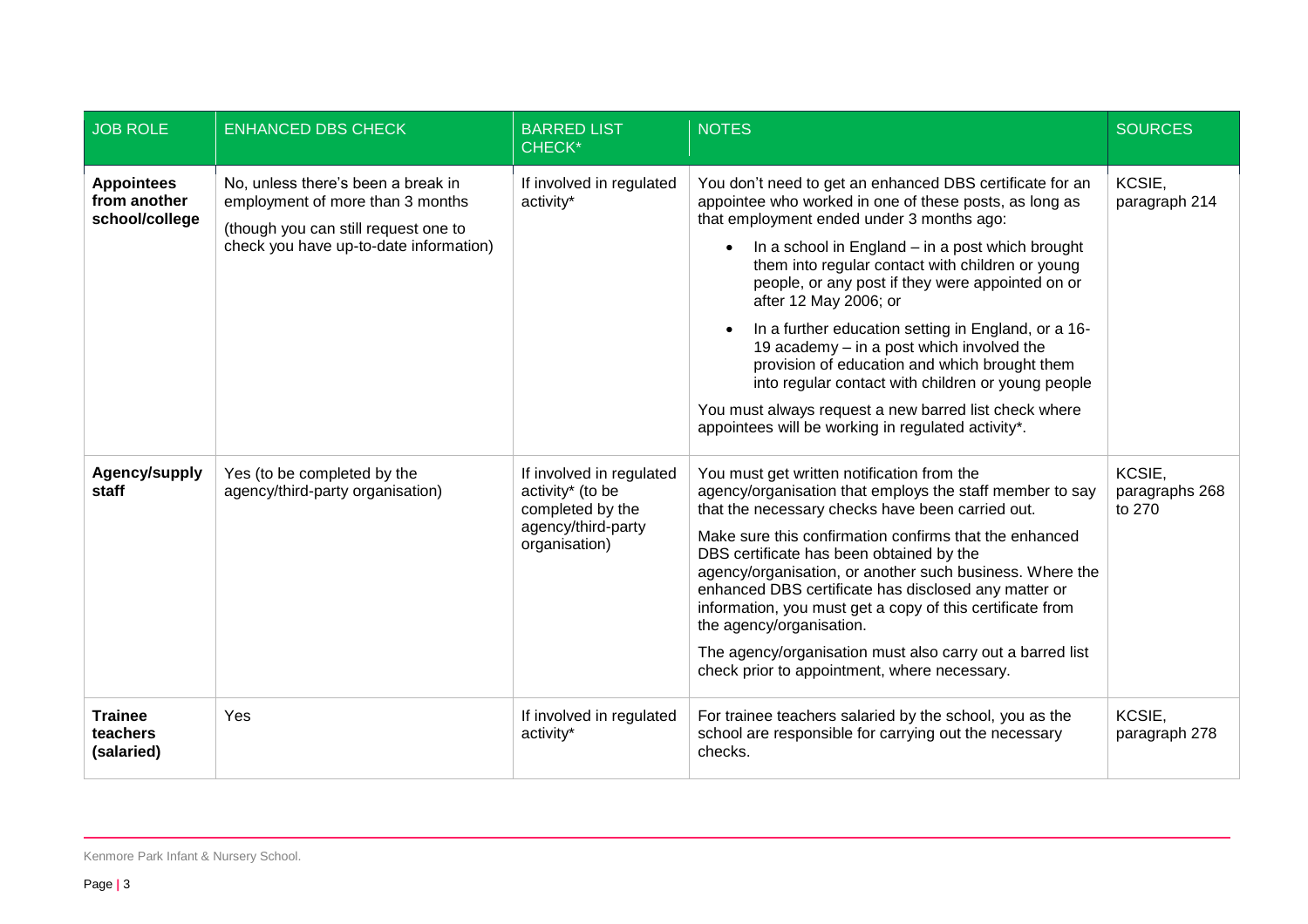| JOB ROLE | ENHANCED DBS CHECK | BARRED LIST CHECK* | NOTES | SOURCES |
|---|---|---|---|---|
| **Appointees from another school/college** | No, unless there's been a break in employment of more than 3 months<br><br>(though you can still request one to check you have up-to-date information) | If involved in regulated activity* | You don't need to get an enhanced DBS certificate for an appointee who worked in one of these posts, as long as that employment ended under 3 months ago:<br><br>• In a school in England – in a post which brought them into regular contact with children or young people, or any post if they were appointed on or after 12 May 2006; or<br><br>• In a further education setting in England, or a 16-19 academy – in a post which involved the provision of education and which brought them into regular contact with children or young people<br><br>You must always request a new barred list check where appointees will be working in regulated activity*. | KCSIE, paragraph 214 |
| **Agency/supply staff** | Yes (to be completed by the agency/third-party organisation) | If involved in regulated activity* (to be completed by the agency/third-party organisation) | You must get written notification from the agency/organisation that employs the staff member to say that the necessary checks have been carried out.<br><br>Make sure this confirmation confirms that the enhanced DBS certificate has been obtained by the agency/organisation, or another such business. Where the enhanced DBS certificate has disclosed any matter or information, you must get a copy of this certificate from the agency/organisation.<br><br>The agency/organisation must also carry out a barred list check prior to appointment, where necessary. | KCSIE, paragraphs 268 to 270 |
| **Trainee teachers (salaried)** | Yes | If involved in regulated activity* | For trainee teachers salaried by the school, you as the school are responsible for carrying out the necessary checks. | KCSIE, paragraph 278 |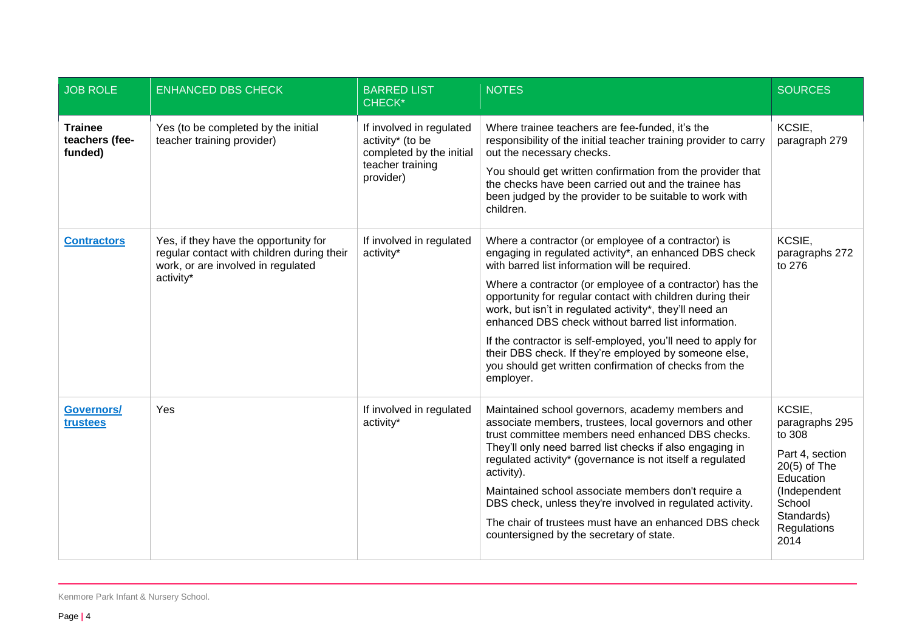| JOB ROLE | ENHANCED DBS CHECK | BARRED LIST CHECK* | NOTES | SOURCES |
|---|---|---|---|---|
| **Trainee teachers (fee-funded)** | Yes (to be completed by the initial teacher training provider) | If involved in regulated activity* (to be completed by the initial teacher training provider) | Where trainee teachers are fee-funded, it's the responsibility of the initial teacher training provider to carry out the necessary checks.<br><br>You should get written confirmation from the provider that the checks have been carried out and the trainee has been judged by the provider to be suitable to work with children. | KCSIE, paragraph 279 |
| **Contractors** | Yes, if they have the opportunity for regular contact with children during their work, or are involved in regulated activity* | If involved in regulated activity* | Where a contractor (or employee of a contractor) is engaging in regulated activity*, an enhanced DBS check with barred list information will be required.<br><br>Where a contractor (or employee of a contractor) has the opportunity for regular contact with children during their work, but isn't in regulated activity*, they'll need an enhanced DBS check without barred list information.<br><br>If the contractor is self-employed, you'll need to apply for their DBS check. If they're employed by someone else, you should get written confirmation of checks from the employer. | KCSIE, paragraphs 272 to 276 |
| **Governors/ trustees** | Yes | If involved in regulated activity* | Maintained school governors, academy members and associate members, trustees, local governors and other trust committee members need enhanced DBS checks. They'll only need barred list checks if also engaging in regulated activity* (governance is not itself a regulated activity).<br><br>Maintained school associate members don't require a DBS check, unless they're involved in regulated activity.<br><br>The chair of trustees must have an enhanced DBS check countersigned by the secretary of state. | KCSIE, paragraphs 295 to 308<br><br>Part 4, section 20(5) of The Education (Independent School Standards) Regulations 2014 |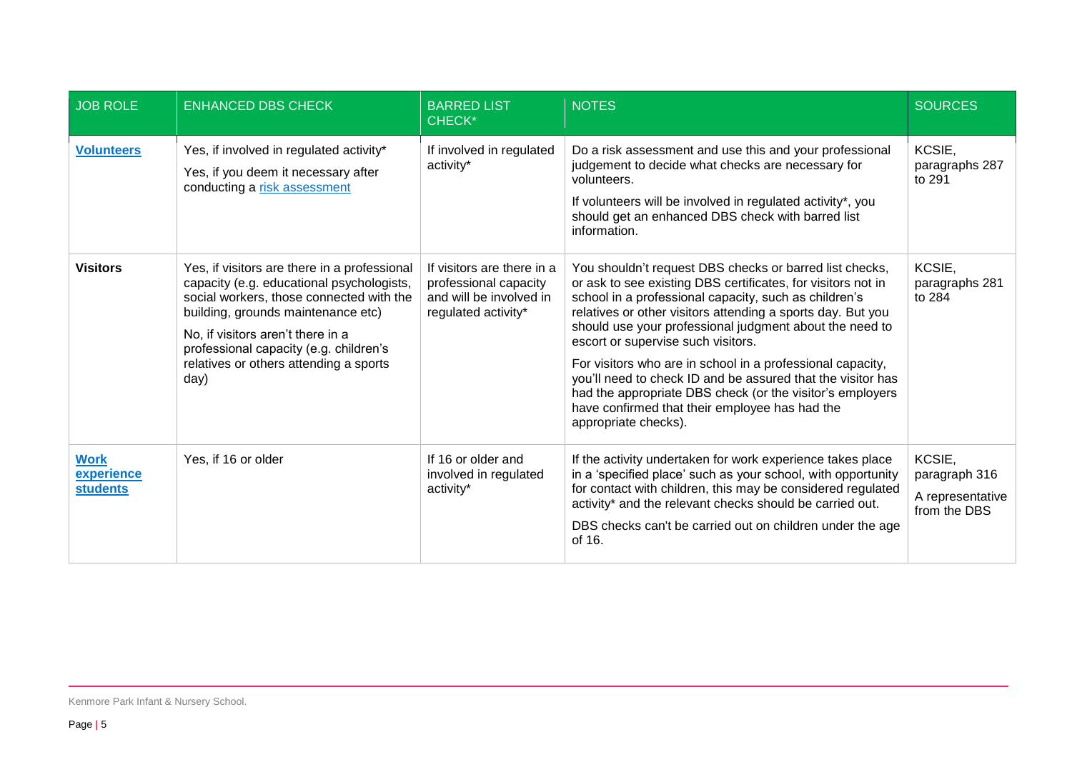| JOB ROLE | ENHANCED DBS CHECK | BARRED LIST CHECK* | NOTES | SOURCES |
| --- | --- | --- | --- | --- |
| **Volunteers** | Yes, if involved in regulated activity*<br>Yes, if you deem it necessary after conducting a risk assessment | If involved in regulated activity* | Do a risk assessment and use this and your professional judgement to decide what checks are necessary for volunteers.<br>If volunteers will be involved in regulated activity*, you should get an enhanced DBS check with barred list information. | KCSIE, paragraphs 287 to 291 |
| **Visitors** | Yes, if visitors are there in a professional capacity (e.g. educational psychologists, social workers, those connected with the building, grounds maintenance etc)<br>No, if visitors aren't there in a professional capacity (e.g. children's relatives or others attending a sports day) | If visitors are there in a professional capacity and will be involved in regulated activity* | You shouldn't request DBS checks or barred list checks, or ask to see existing DBS certificates, for visitors not in school in a professional capacity, such as children's relatives or other visitors attending a sports day. But you should use your professional judgment about the need to escort or supervise such visitors.<br>For visitors who are in school in a professional capacity, you'll need to check ID and be assured that the visitor has had the appropriate DBS check (or the visitor's employers have confirmed that their employee has had the appropriate checks). | KCSIE, paragraphs 281 to 284 |
| **Work experience students** | Yes, if 16 or older | If 16 or older and involved in regulated activity* | If the activity undertaken for work experience takes place in a 'specified place' such as your school, with opportunity for contact with children, this may be considered regulated activity* and the relevant checks should be carried out.<br>DBS checks can't be carried out on children under the age of 16. | KCSIE, paragraph 316<br>A representative from the DBS |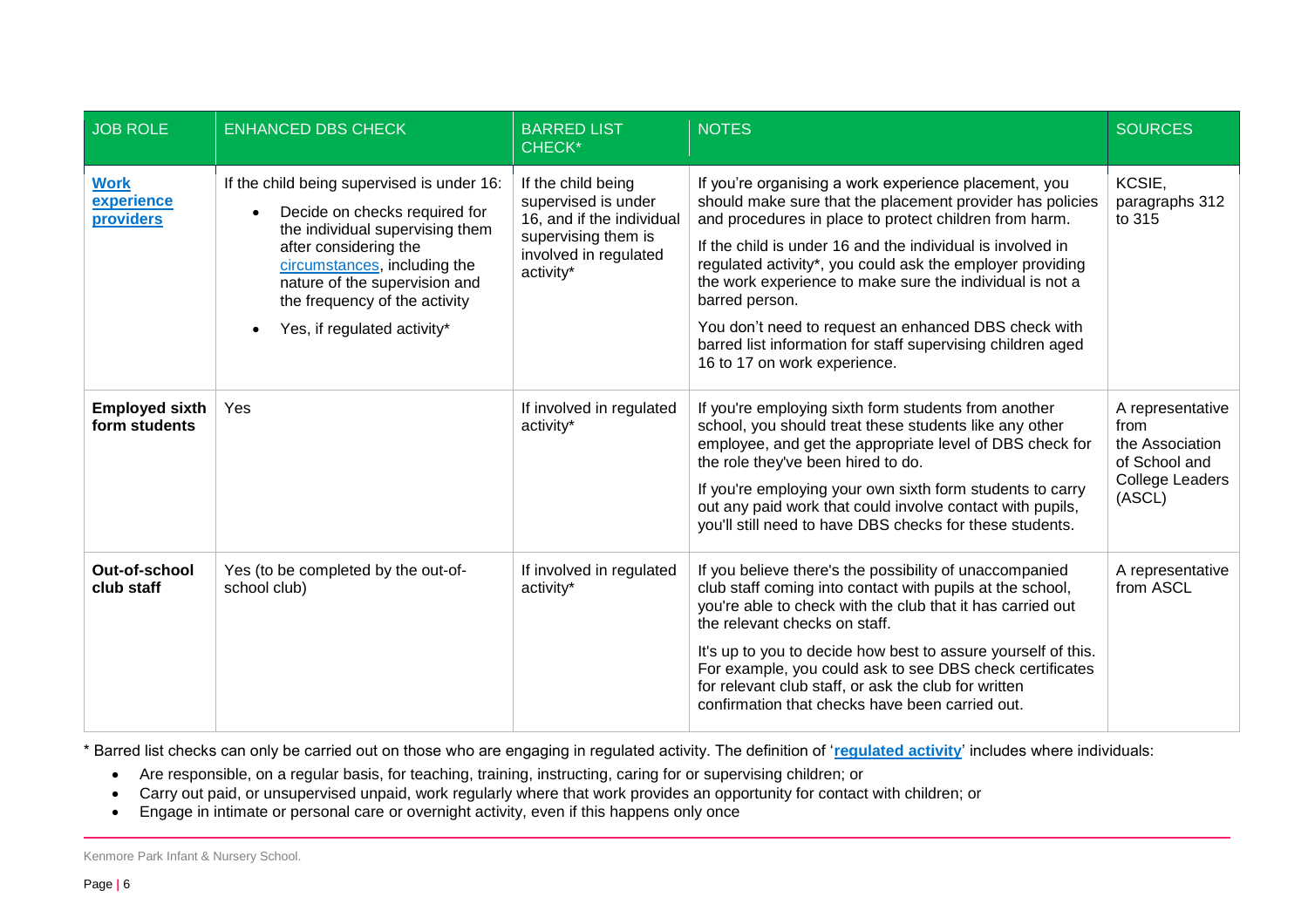| JOB ROLE | ENHANCED DBS CHECK | BARRED LIST CHECK* | NOTES | SOURCES |
|---|---|---|---|---|
| **Work experience providers** | If the child being supervised is under 16:<br>• Decide on checks required for the individual supervising them after considering the circumstances, including the nature of the supervision and the frequency of the activity<br>• Yes, if regulated activity* | If the child being supervised is under 16, and if the individual supervising them is involved in regulated activity* | If you're organising a work experience placement, you should make sure that the placement provider has policies and procedures in place to protect children from harm.<br>If the child is under 16 and the individual is involved in regulated activity*, you could ask the employer providing the work experience to make sure the individual is not a barred person.<br>You don't need to request an enhanced DBS check with barred list information for staff supervising children aged 16 to 17 on work experience. | KCSIE, paragraphs 312 to 315 |
| **Employed sixth form students** | Yes | If involved in regulated activity* | If you're employing sixth form students from another school, you should treat these students like any other employee, and get the appropriate level of DBS check for the role they've been hired to do.<br>If you're employing your own sixth form students to carry out any paid work that could involve contact with pupils, you'll still need to have DBS checks for these students. | A representative from the Association of School and College Leaders (ASCL) |
| **Out-of-school club staff** | Yes (to be completed by the out-of-school club) | If involved in regulated activity* | If you believe there's the possibility of unaccompanied club staff coming into contact with pupils at the school, you're able to check with the club that it has carried out the relevant checks on staff.<br>It's up to you to decide how best to assure yourself of this. For example, you could ask to see DBS check certificates for relevant club staff, or ask the club for written confirmation that checks have been carried out. | A representative from ASCL |

* Barred list checks can only be carried out on those who are engaging in regulated activity. The definition of '**regulated activity**' includes where individuals:

- Are responsible, on a regular basis, for teaching, training, instructing, caring for or supervising children; or
- Carry out paid, or unsupervised unpaid, work regularly where that work provides an opportunity for contact with children; or
- Engage in intimate or personal care or overnight activity, even if this happens only once

Kenmore Park Infant & Nursery School.